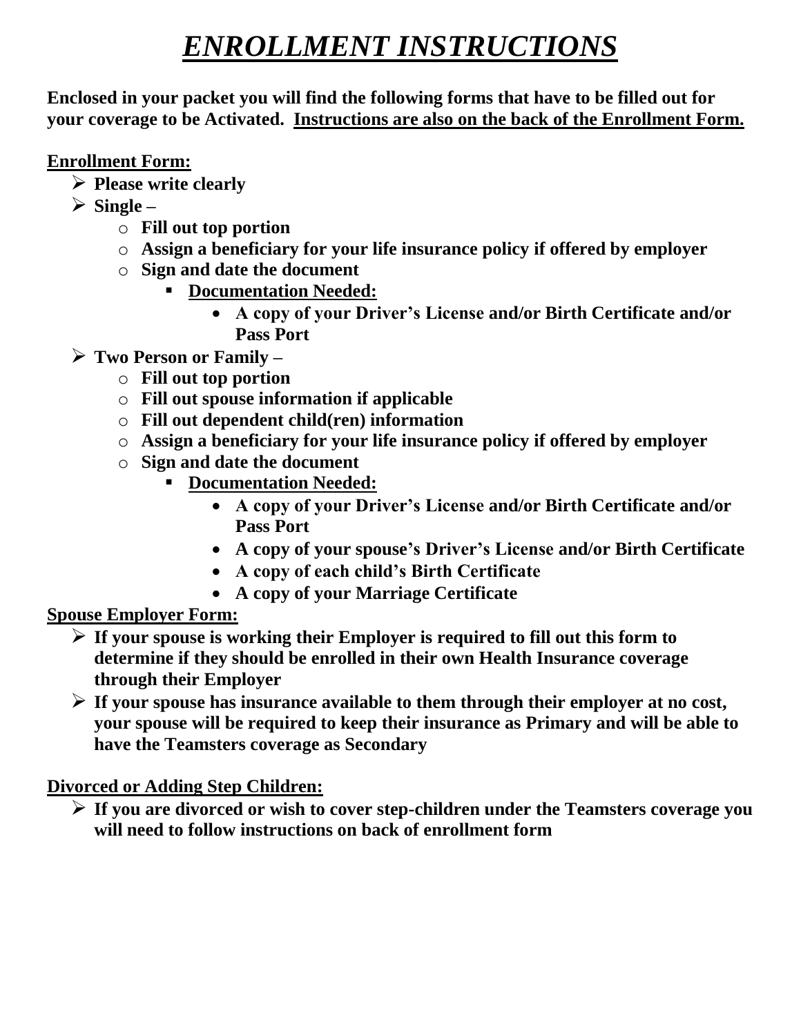# ***ENROLLMENT INSTRUCTIONS***

**Enclosed in your packet you will find the following forms that have to be filled out for your coverage to be Activated. <u>Instructions are also on the back of the Enrollment Form.</u>**

**<u>Enrollment Form:</u>**

- **Please write clearly**
- **Single –**
  - **Fill out top portion**
  - **Assign a beneficiary for your life insurance policy if offered by employer**
  - **Sign and date the document**
    - **<u>Documentation Needed:</u>**
      - **A copy of your Driver's License and/or Birth Certificate and/or Pass Port**
- **Two Person or Family –**
  - **Fill out top portion**
  - **Fill out spouse information if applicable**
  - **Fill out dependent child(ren) information**
  - **Assign a beneficiary for your life insurance policy if offered by employer**
  - **Sign and date the document**
    - **<u>Documentation Needed:</u>**
      - **A copy of your Driver's License and/or Birth Certificate and/or Pass Port**
      - **A copy of your spouse's Driver's License and/or Birth Certificate**
      - **A copy of each child's Birth Certificate**
      - **A copy of your Marriage Certificate**

**<u>Spouse Employer Form:</u>**

- **If your spouse is working their Employer is required to fill out this form to determine if they should be enrolled in their own Health Insurance coverage through their Employer**
- **If your spouse has insurance available to them through their employer at no cost, your spouse will be required to keep their insurance as Primary and will be able to have the Teamsters coverage as Secondary**

**<u>Divorced or Adding Step Children:</u>**

- **If you are divorced or wish to cover step-children under the Teamsters coverage you will need to follow instructions on back of enrollment form**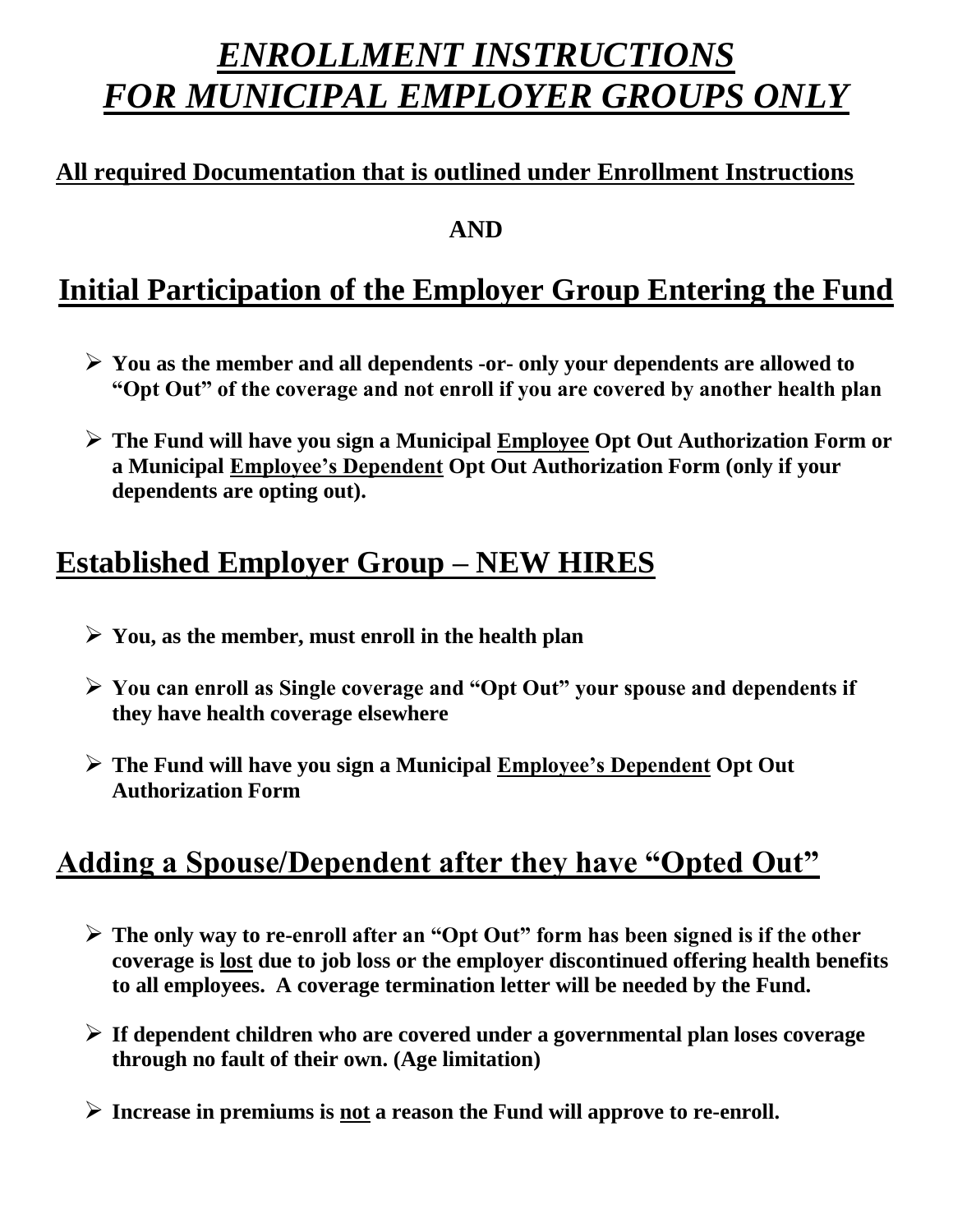# *ENROLLMENT INSTRUCTIONS FOR MUNICIPAL EMPLOYER GROUPS ONLY*

**All required Documentation that is outlined under Enrollment Instructions**

**AND**

## Initial Participation of the Employer Group Entering the Fund

- **You as the member and all dependents -or- only your dependents are allowed to "Opt Out" of the coverage and not enroll if you are covered by another health plan**
- **The Fund will have you sign a Municipal Employee Opt Out Authorization Form or a Municipal Employee's Dependent Opt Out Authorization Form (only if your dependents are opting out).**

## Established Employer Group – NEW HIRES

- **You, as the member, must enroll in the health plan**
- **You can enroll as Single coverage and "Opt Out" your spouse and dependents if they have health coverage elsewhere**
- **The Fund will have you sign a Municipal Employee's Dependent Opt Out Authorization Form**

## Adding a Spouse/Dependent after they have "Opted Out"

- **The only way to re-enroll after an "Opt Out" form has been signed is if the other coverage is lost due to job loss or the employer discontinued offering health benefits to all employees. A coverage termination letter will be needed by the Fund.**
- **If dependent children who are covered under a governmental plan loses coverage through no fault of their own. (Age limitation)**
- **Increase in premiums is not a reason the Fund will approve to re-enroll.**